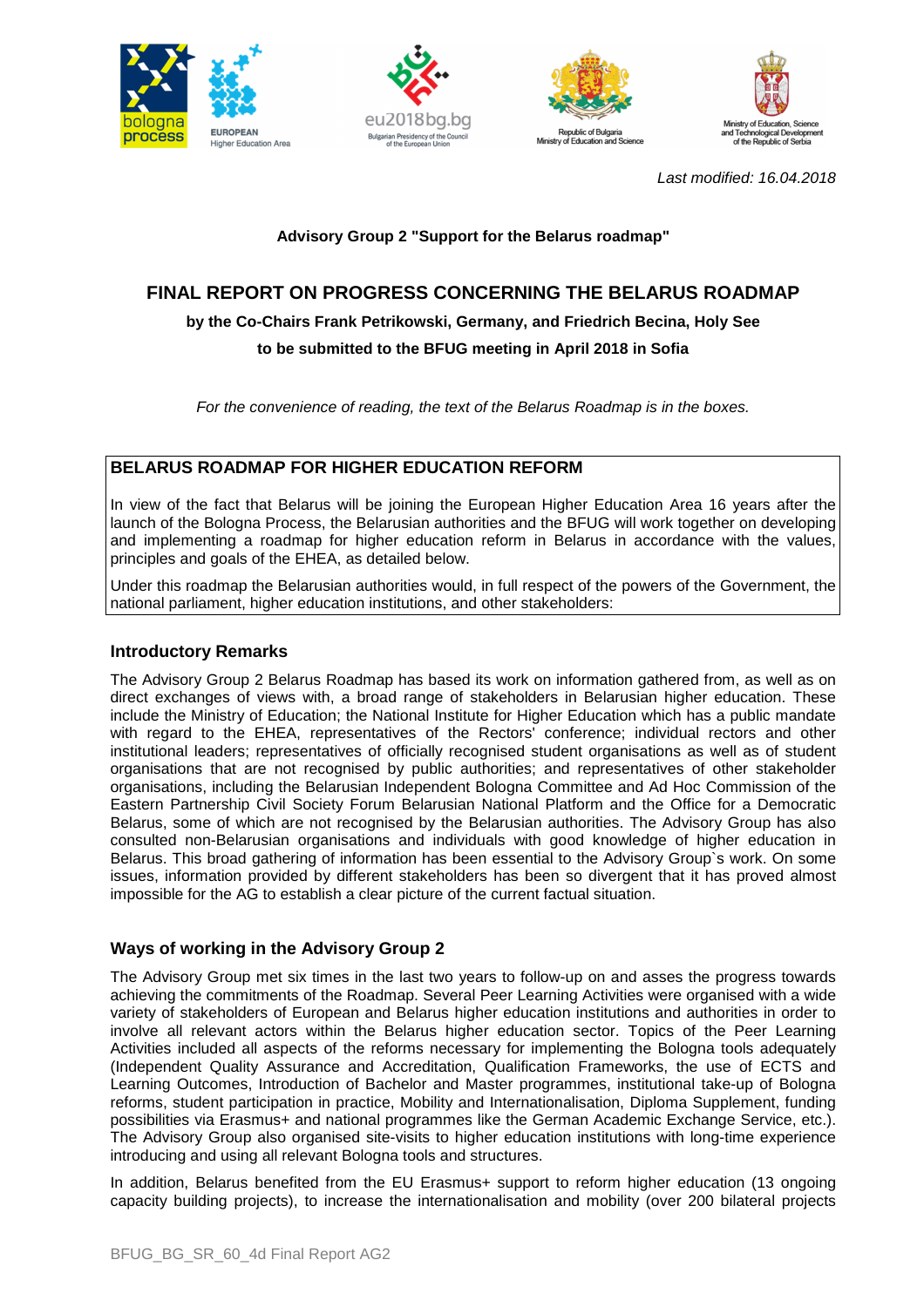*Last modified: 16.04.2018*

**Advisory Group 2 "Support for the Belarus roadmap"**

# FINAL REPORT ON PROGRESS CONCERNING THE BELARUS ROADMAP

**by the Co-Chairs Frank Petrikowski, Germany, and Friedrich Becina, Holy See**

**to be submitted to the BFUG meeting in April 2018 in Sofia**

*For the convenience of reading, the text of the Belarus Roadmap is in the boxes.*

> **BELARUS ROADMAP FOR HIGHER EDUCATION REFORM**
>
> In view of the fact that Belarus will be joining the European Higher Education Area 16 years after the launch of the Bologna Process, the Belarusian authorities and the BFUG will work together on developing and implementing a roadmap for higher education reform in Belarus in accordance with the values, principles and goals of the EHEA, as detailed below.
>
> Under this roadmap the Belarusian authorities would, in full respect of the powers of the Government, the national parliament, higher education institutions, and other stakeholders:

## Introductory Remarks

The Advisory Group 2 Belarus Roadmap has based its work on information gathered from, as well as on direct exchanges of views with, a broad range of stakeholders in Belarusian higher education. These include the Ministry of Education; the National Institute for Higher Education which has a public mandate with regard to the EHEA, representatives of the Rectors' conference; individual rectors and other institutional leaders; representatives of officially recognised student organisations as well as of student organisations that are not recognised by public authorities; and representatives of other stakeholder organisations, including the Belarusian Independent Bologna Committee and Ad Hoc Commission of the Eastern Partnership Civil Society Forum Belarusian National Platform and the Office for a Democratic Belarus, some of which are not recognised by the Belarusian authorities. The Advisory Group has also consulted non-Belarusian organisations and individuals with good knowledge of higher education in Belarus. This broad gathering of information has been essential to the Advisory Group`s work. On some issues, information provided by different stakeholders has been so divergent that it has proved almost impossible for the AG to establish a clear picture of the current factual situation.

## Ways of working in the Advisory Group 2

The Advisory Group met six times in the last two years to follow-up on and asses the progress towards achieving the commitments of the Roadmap. Several Peer Learning Activities were organised with a wide variety of stakeholders of European and Belarus higher education institutions and authorities in order to involve all relevant actors within the Belarus higher education sector. Topics of the Peer Learning Activities included all aspects of the reforms necessary for implementing the Bologna tools adequately (Independent Quality Assurance and Accreditation, Qualification Frameworks, the use of ECTS and Learning Outcomes, Introduction of Bachelor and Master programmes, institutional take-up of Bologna reforms, student participation in practice, Mobility and Internationalisation, Diploma Supplement, funding possibilities via Erasmus+ and national programmes like the German Academic Exchange Service, etc.). The Advisory Group also organised site-visits to higher education institutions with long-time experience introducing and using all relevant Bologna tools and structures.

In addition, Belarus benefited from the EU Erasmus+ support to reform higher education (13 ongoing capacity building projects), to increase the internationalisation and mobility (over 200 bilateral projects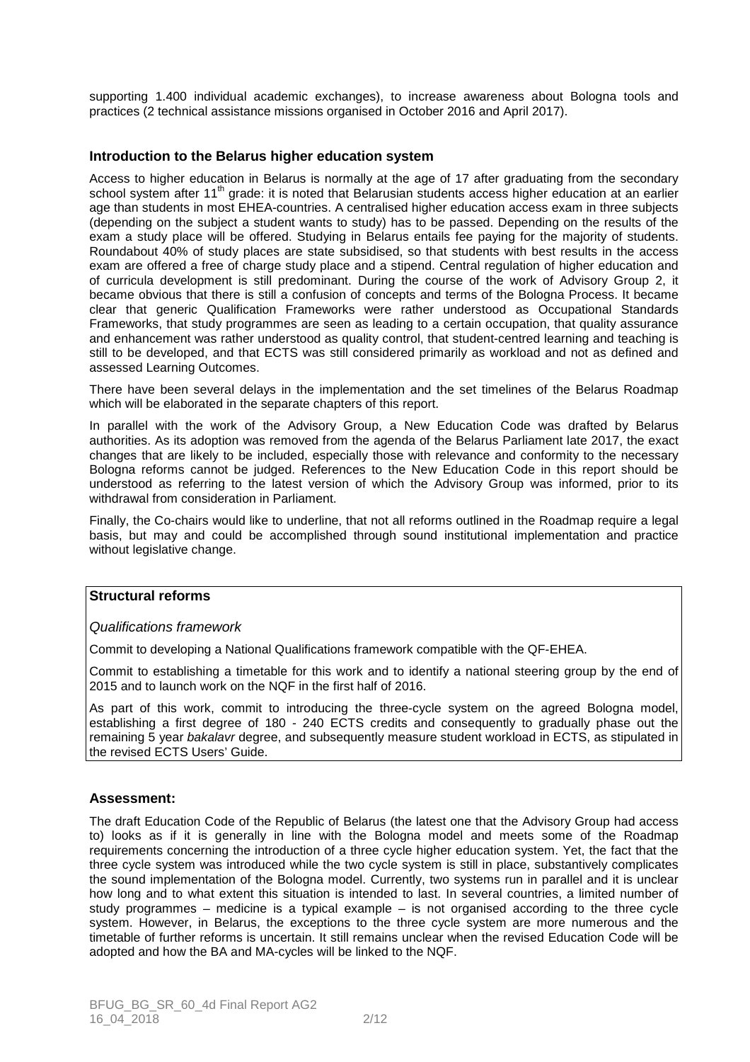supporting 1.400 individual academic exchanges), to increase awareness about Bologna tools and practices (2 technical assistance missions organised in October 2016 and April 2017).

### Introduction to the Belarus higher education system

Access to higher education in Belarus is normally at the age of 17 after graduating from the secondary school system after 11th grade: it is noted that Belarusian students access higher education at an earlier age than students in most EHEA-countries. A centralised higher education access exam in three subjects (depending on the subject a student wants to study) has to be passed. Depending on the results of the exam a study place will be offered. Studying in Belarus entails fee paying for the majority of students. Roundabout 40% of study places are state subsidised, so that students with best results in the access exam are offered a free of charge study place and a stipend. Central regulation of higher education and of curricula development is still predominant. During the course of the work of Advisory Group 2, it became obvious that there is still a confusion of concepts and terms of the Bologna Process. It became clear that generic Qualification Frameworks were rather understood as Occupational Standards Frameworks, that study programmes are seen as leading to a certain occupation, that quality assurance and enhancement was rather understood as quality control, that student-centred learning and teaching is still to be developed, and that ECTS was still considered primarily as workload and not as defined and assessed Learning Outcomes.

There have been several delays in the implementation and the set timelines of the Belarus Roadmap which will be elaborated in the separate chapters of this report.

In parallel with the work of the Advisory Group, a New Education Code was drafted by Belarus authorities. As its adoption was removed from the agenda of the Belarus Parliament late 2017, the exact changes that are likely to be included, especially those with relevance and conformity to the necessary Bologna reforms cannot be judged. References to the New Education Code in this report should be understood as referring to the latest version of which the Advisory Group was informed, prior to its withdrawal from consideration in Parliament.

Finally, the Co-chairs would like to underline, that not all reforms outlined in the Roadmap require a legal basis, but may and could be accomplished through sound institutional implementation and practice without legislative change.

**Structural reforms**

*Qualifications framework*

Commit to developing a National Qualifications framework compatible with the QF-EHEA.

Commit to establishing a timetable for this work and to identify a national steering group by the end of 2015 and to launch work on the NQF in the first half of 2016.

As part of this work, commit to introducing the three-cycle system on the agreed Bologna model, establishing a first degree of 180 - 240 ECTS credits and consequently to gradually phase out the remaining 5 year *bakalavr* degree, and subsequently measure student workload in ECTS, as stipulated in the revised ECTS Users' Guide.

### Assessment:

The draft Education Code of the Republic of Belarus (the latest one that the Advisory Group had access to) looks as if it is generally in line with the Bologna model and meets some of the Roadmap requirements concerning the introduction of a three cycle higher education system. Yet, the fact that the three cycle system was introduced while the two cycle system is still in place, substantively complicates the sound implementation of the Bologna model. Currently, two systems run in parallel and it is unclear how long and to what extent this situation is intended to last. In several countries, a limited number of study programmes – medicine is a typical example – is not organised according to the three cycle system. However, in Belarus, the exceptions to the three cycle system are more numerous and the timetable of further reforms is uncertain. It still remains unclear when the revised Education Code will be adopted and how the BA and MA-cycles will be linked to the NQF.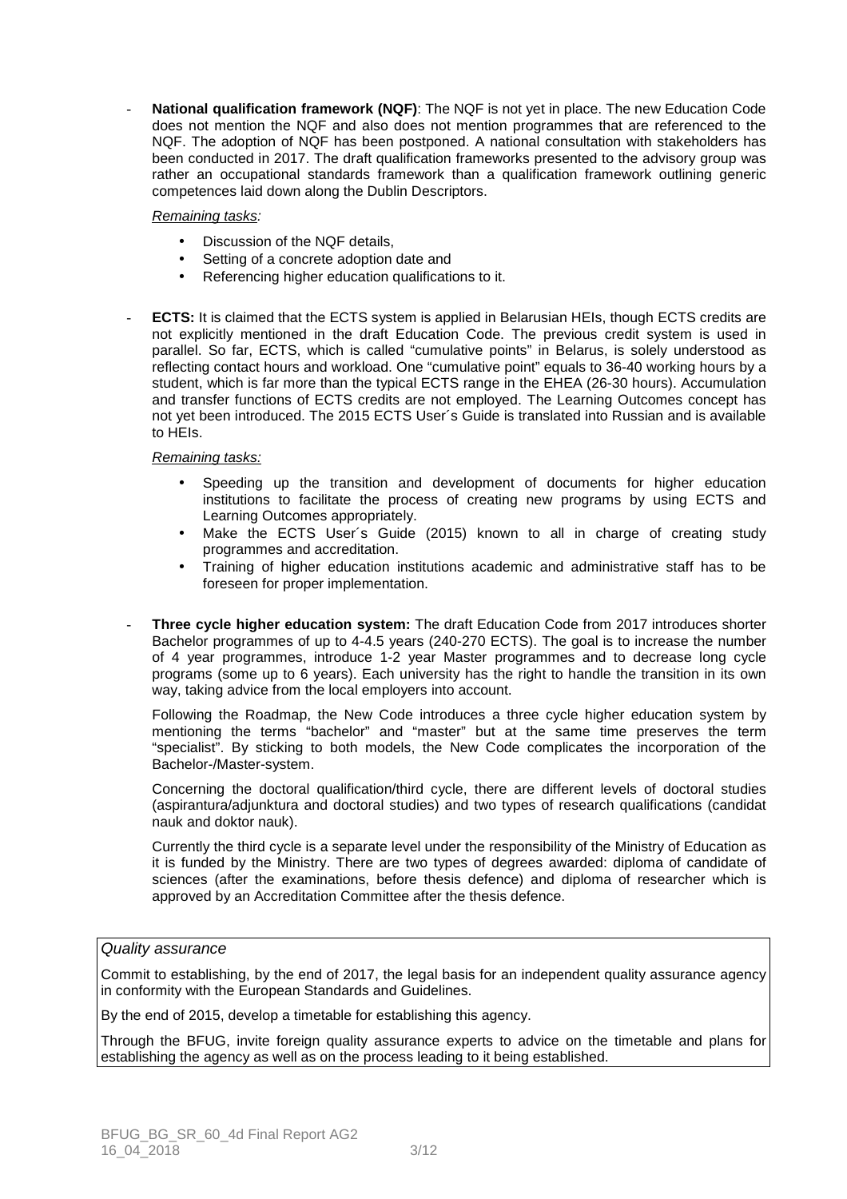- **National qualification framework (NQF)**: The NQF is not yet in place. The new Education Code does not mention the NQF and also does not mention programmes that are referenced to the NQF. The adoption of NQF has been postponed. A national consultation with stakeholders has been conducted in 2017. The draft qualification frameworks presented to the advisory group was rather an occupational standards framework than a qualification framework outlining generic competences laid down along the Dublin Descriptors.

  *Remaining tasks:*

  - Discussion of the NQF details,
  - Setting of a concrete adoption date and
  - Referencing higher education qualifications to it.

- **ECTS:** It is claimed that the ECTS system is applied in Belarusian HEIs, though ECTS credits are not explicitly mentioned in the draft Education Code. The previous credit system is used in parallel. So far, ECTS, which is called "cumulative points" in Belarus, is solely understood as reflecting contact hours and workload. One "cumulative point" equals to 36-40 working hours by a student, which is far more than the typical ECTS range in the EHEA (26-30 hours). Accumulation and transfer functions of ECTS credits are not employed. The Learning Outcomes concept has not yet been introduced. The 2015 ECTS User´s Guide is translated into Russian and is available to HEIs.

  *Remaining tasks:*

  - Speeding up the transition and development of documents for higher education institutions to facilitate the process of creating new programs by using ECTS and Learning Outcomes appropriately.
  - Make the ECTS User´s Guide (2015) known to all in charge of creating study programmes and accreditation.
  - Training of higher education institutions academic and administrative staff has to be foreseen for proper implementation.

- **Three cycle higher education system:** The draft Education Code from 2017 introduces shorter Bachelor programmes of up to 4-4.5 years (240-270 ECTS). The goal is to increase the number of 4 year programmes, introduce 1-2 year Master programmes and to decrease long cycle programs (some up to 6 years). Each university has the right to handle the transition in its own way, taking advice from the local employers into account.

  Following the Roadmap, the New Code introduces a three cycle higher education system by mentioning the terms "bachelor" and "master" but at the same time preserves the term "specialist". By sticking to both models, the New Code complicates the incorporation of the Bachelor-/Master-system.

  Concerning the doctoral qualification/third cycle, there are different levels of doctoral studies (aspirantura/adjunktura and doctoral studies) and two types of research qualifications (candidat nauk and doktor nauk).

  Currently the third cycle is a separate level under the responsibility of the Ministry of Education as it is funded by the Ministry. There are two types of degrees awarded: diploma of candidate of sciences (after the examinations, before thesis defence) and diploma of researcher which is approved by an Accreditation Committee after the thesis defence.

| *Quality assurance* |
|---|
| Commit to establishing, by the end of 2017, the legal basis for an independent quality assurance agency in conformity with the European Standards and Guidelines. |
| By the end of 2015, develop a timetable for establishing this agency. |
| Through the BFUG, invite foreign quality assurance experts to advice on the timetable and plans for establishing the agency as well as on the process leading to it being established. |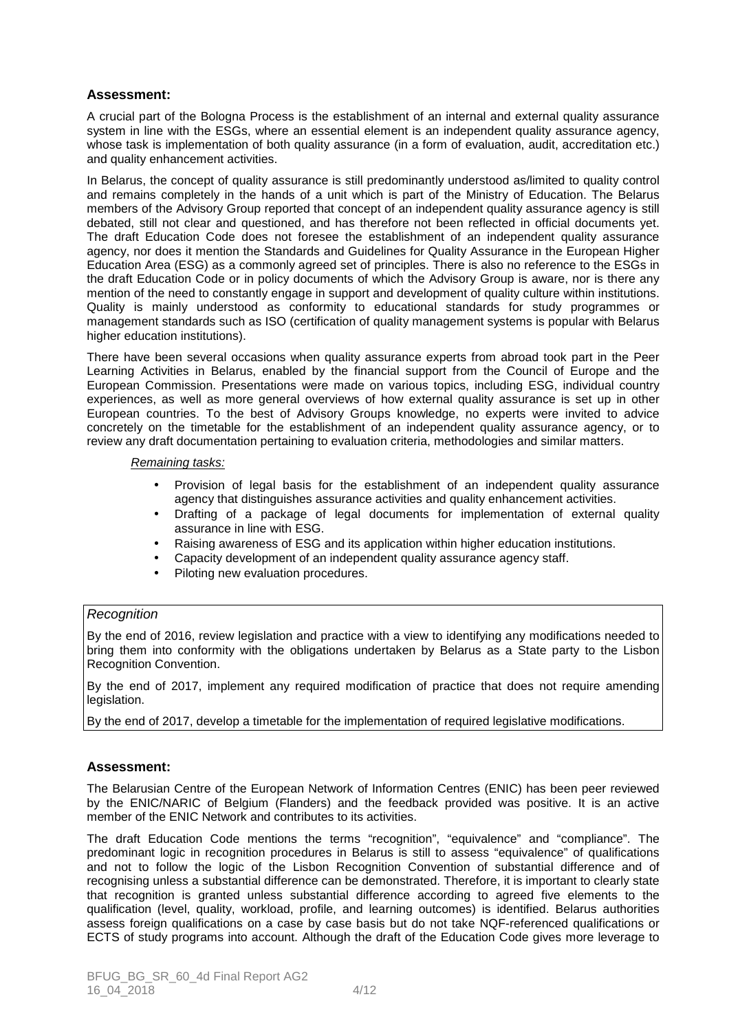## Assessment:

A crucial part of the Bologna Process is the establishment of an internal and external quality assurance system in line with the ESGs, where an essential element is an independent quality assurance agency, whose task is implementation of both quality assurance (in a form of evaluation, audit, accreditation etc.) and quality enhancement activities.

In Belarus, the concept of quality assurance is still predominantly understood as/limited to quality control and remains completely in the hands of a unit which is part of the Ministry of Education. The Belarus members of the Advisory Group reported that concept of an independent quality assurance agency is still debated, still not clear and questioned, and has therefore not been reflected in official documents yet. The draft Education Code does not foresee the establishment of an independent quality assurance agency, nor does it mention the Standards and Guidelines for Quality Assurance in the European Higher Education Area (ESG) as a commonly agreed set of principles. There is also no reference to the ESGs in the draft Education Code or in policy documents of which the Advisory Group is aware, nor is there any mention of the need to constantly engage in support and development of quality culture within institutions. Quality is mainly understood as conformity to educational standards for study programmes or management standards such as ISO (certification of quality management systems is popular with Belarus higher education institutions).

There have been several occasions when quality assurance experts from abroad took part in the Peer Learning Activities in Belarus, enabled by the financial support from the Council of Europe and the European Commission. Presentations were made on various topics, including ESG, individual country experiences, as well as more general overviews of how external quality assurance is set up in other European countries. To the best of Advisory Groups knowledge, no experts were invited to advice concretely on the timetable for the establishment of an independent quality assurance agency, or to review any draft documentation pertaining to evaluation criteria, methodologies and similar matters.

*Remaining tasks:*

- Provision of legal basis for the establishment of an independent quality assurance agency that distinguishes assurance activities and quality enhancement activities.
- Drafting of a package of legal documents for implementation of external quality assurance in line with ESG.
- Raising awareness of ESG and its application within higher education institutions.
- Capacity development of an independent quality assurance agency staff.
- Piloting new evaluation procedures.

*Recognition*

By the end of 2016, review legislation and practice with a view to identifying any modifications needed to bring them into conformity with the obligations undertaken by Belarus as a State party to the Lisbon Recognition Convention.

By the end of 2017, implement any required modification of practice that does not require amending legislation.

By the end of 2017, develop a timetable for the implementation of required legislative modifications.

## Assessment:

The Belarusian Centre of the European Network of Information Centres (ENIC) has been peer reviewed by the ENIC/NARIC of Belgium (Flanders) and the feedback provided was positive. It is an active member of the ENIC Network and contributes to its activities.

The draft Education Code mentions the terms "recognition", "equivalence" and "compliance". The predominant logic in recognition procedures in Belarus is still to assess "equivalence" of qualifications and not to follow the logic of the Lisbon Recognition Convention of substantial difference and of recognising unless a substantial difference can be demonstrated. Therefore, it is important to clearly state that recognition is granted unless substantial difference according to agreed five elements to the qualification (level, quality, workload, profile, and learning outcomes) is identified. Belarus authorities assess foreign qualifications on a case by case basis but do not take NQF-referenced qualifications or ECTS of study programs into account. Although the draft of the Education Code gives more leverage to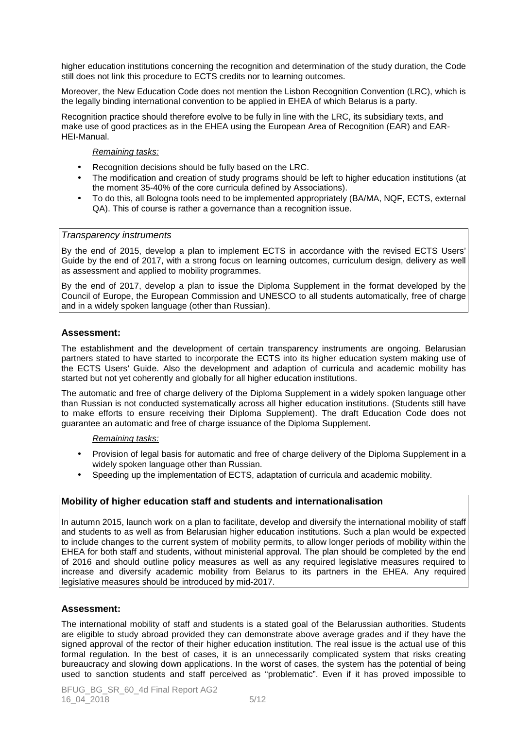higher education institutions concerning the recognition and determination of the study duration, the Code still does not link this procedure to ECTS credits nor to learning outcomes.

Moreover, the New Education Code does not mention the Lisbon Recognition Convention (LRC), which is the legally binding international convention to be applied in EHEA of which Belarus is a party.

Recognition practice should therefore evolve to be fully in line with the LRC, its subsidiary texts, and make use of good practices as in the EHEA using the European Area of Recognition (EAR) and EAR-HEI-Manual.

*Remaining tasks:*

- Recognition decisions should be fully based on the LRC.
- The modification and creation of study programs should be left to higher education institutions (at the moment 35-40% of the core curricula defined by Associations).
- To do this, all Bologna tools need to be implemented appropriately (BA/MA, NQF, ECTS, external QA). This of course is rather a governance than a recognition issue.

*Transparency instruments*

By the end of 2015, develop a plan to implement ECTS in accordance with the revised ECTS Users' Guide by the end of 2017, with a strong focus on learning outcomes, curriculum design, delivery as well as assessment and applied to mobility programmes.

By the end of 2017, develop a plan to issue the Diploma Supplement in the format developed by the Council of Europe, the European Commission and UNESCO to all students automatically, free of charge and in a widely spoken language (other than Russian).

### Assessment:

The establishment and the development of certain transparency instruments are ongoing. Belarusian partners stated to have started to incorporate the ECTS into its higher education system making use of the ECTS Users' Guide. Also the development and adaption of curricula and academic mobility has started but not yet coherently and globally for all higher education institutions.

The automatic and free of charge delivery of the Diploma Supplement in a widely spoken language other than Russian is not conducted systematically across all higher education institutions. (Students still have to make efforts to ensure receiving their Diploma Supplement). The draft Education Code does not guarantee an automatic and free of charge issuance of the Diploma Supplement.

*Remaining tasks:*

- Provision of legal basis for automatic and free of charge delivery of the Diploma Supplement in a widely spoken language other than Russian.
- Speeding up the implementation of ECTS, adaptation of curricula and academic mobility.

**Mobility of higher education staff and students and internationalisation**

In autumn 2015, launch work on a plan to facilitate, develop and diversify the international mobility of staff and students to as well as from Belarusian higher education institutions. Such a plan would be expected to include changes to the current system of mobility permits, to allow longer periods of mobility within the EHEA for both staff and students, without ministerial approval. The plan should be completed by the end of 2016 and should outline policy measures as well as any required legislative measures required to increase and diversify academic mobility from Belarus to its partners in the EHEA. Any required legislative measures should be introduced by mid-2017.

### Assessment:

The international mobility of staff and students is a stated goal of the Belarussian authorities. Students are eligible to study abroad provided they can demonstrate above average grades and if they have the signed approval of the rector of their higher education institution. The real issue is the actual use of this formal regulation. In the best of cases, it is an unnecessarily complicated system that risks creating bureaucracy and slowing down applications. In the worst of cases, the system has the potential of being used to sanction students and staff perceived as "problematic". Even if it has proved impossible to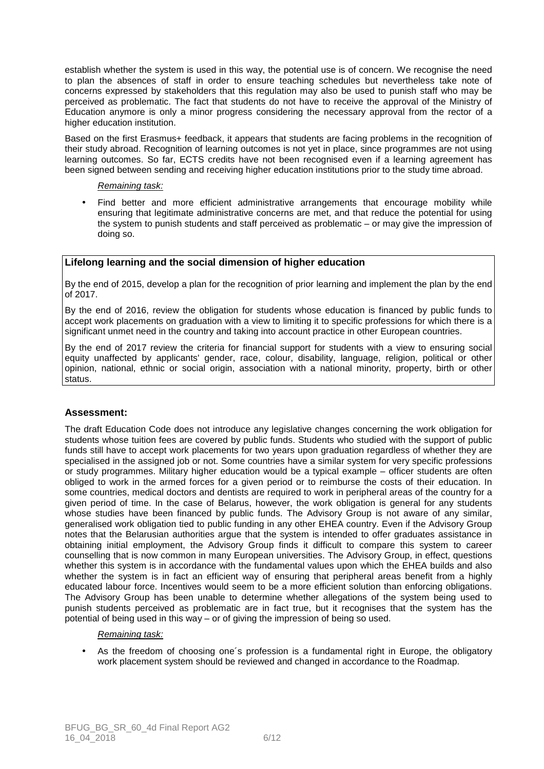establish whether the system is used in this way, the potential use is of concern. We recognise the need to plan the absences of staff in order to ensure teaching schedules but nevertheless take note of concerns expressed by stakeholders that this regulation may also be used to punish staff who may be perceived as problematic. The fact that students do not have to receive the approval of the Ministry of Education anymore is only a minor progress considering the necessary approval from the rector of a higher education institution.

Based on the first Erasmus+ feedback, it appears that students are facing problems in the recognition of their study abroad. Recognition of learning outcomes is not yet in place, since programmes are not using learning outcomes. So far, ECTS credits have not been recognised even if a learning agreement has been signed between sending and receiving higher education institutions prior to the study time abroad.

*Remaining task:*

- Find better and more efficient administrative arrangements that encourage mobility while ensuring that legitimate administrative concerns are met, and that reduce the potential for using the system to punish students and staff perceived as problematic – or may give the impression of doing so.

**Lifelong learning and the social dimension of higher education**

By the end of 2015, develop a plan for the recognition of prior learning and implement the plan by the end of 2017.

By the end of 2016, review the obligation for students whose education is financed by public funds to accept work placements on graduation with a view to limiting it to specific professions for which there is a significant unmet need in the country and taking into account practice in other European countries.

By the end of 2017 review the criteria for financial support for students with a view to ensuring social equity unaffected by applicants' gender, race, colour, disability, language, religion, political or other opinion, national, ethnic or social origin, association with a national minority, property, birth or other status.

### Assessment:

The draft Education Code does not introduce any legislative changes concerning the work obligation for students whose tuition fees are covered by public funds. Students who studied with the support of public funds still have to accept work placements for two years upon graduation regardless of whether they are specialised in the assigned job or not. Some countries have a similar system for very specific professions or study programmes. Military higher education would be a typical example – officer students are often obliged to work in the armed forces for a given period or to reimburse the costs of their education. In some countries, medical doctors and dentists are required to work in peripheral areas of the country for a given period of time. In the case of Belarus, however, the work obligation is general for any students whose studies have been financed by public funds. The Advisory Group is not aware of any similar, generalised work obligation tied to public funding in any other EHEA country. Even if the Advisory Group notes that the Belarusian authorities argue that the system is intended to offer graduates assistance in obtaining initial employment, the Advisory Group finds it difficult to compare this system to career counselling that is now common in many European universities. The Advisory Group, in effect, questions whether this system is in accordance with the fundamental values upon which the EHEA builds and also whether the system is in fact an efficient way of ensuring that peripheral areas benefit from a highly educated labour force. Incentives would seem to be a more efficient solution than enforcing obligations. The Advisory Group has been unable to determine whether allegations of the system being used to punish students perceived as problematic are in fact true, but it recognises that the system has the potential of being used in this way – or of giving the impression of being so used.

*Remaining task:*

- As the freedom of choosing one´s profession is a fundamental right in Europe, the obligatory work placement system should be reviewed and changed in accordance to the Roadmap.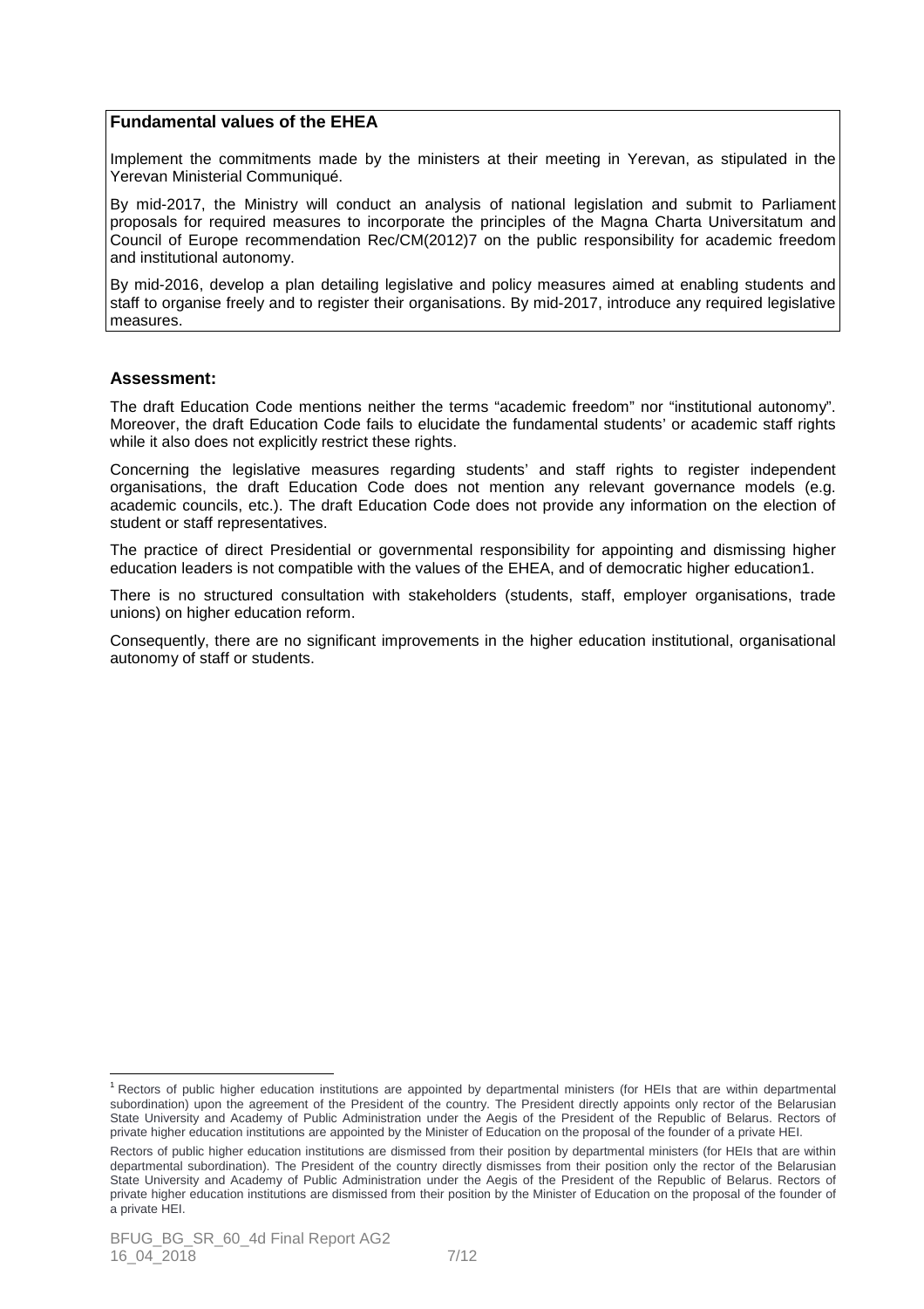**Fundamental values of the EHEA**

Implement the commitments made by the ministers at their meeting in Yerevan, as stipulated in the Yerevan Ministerial Communiqué.

By mid-2017, the Ministry will conduct an analysis of national legislation and submit to Parliament proposals for required measures to incorporate the principles of the Magna Charta Universitatum and Council of Europe recommendation Rec/CM(2012)7 on the public responsibility for academic freedom and institutional autonomy.

By mid-2016, develop a plan detailing legislative and policy measures aimed at enabling students and staff to organise freely and to register their organisations. By mid-2017, introduce any required legislative measures.

### Assessment:

The draft Education Code mentions neither the terms "academic freedom" nor "institutional autonomy". Moreover, the draft Education Code fails to elucidate the fundamental students' or academic staff rights while it also does not explicitly restrict these rights.

Concerning the legislative measures regarding students' and staff rights to register independent organisations, the draft Education Code does not mention any relevant governance models (e.g. academic councils, etc.). The draft Education Code does not provide any information on the election of student or staff representatives.

The practice of direct Presidential or governmental responsibility for appointing and dismissing higher education leaders is not compatible with the values of the EHEA, and of democratic higher education[1].

There is no structured consultation with stakeholders (students, staff, employer organisations, trade unions) on higher education reform.

Consequently, there are no significant improvements in the higher education institutional, organisational autonomy of staff or students.

---

[1] Rectors of public higher education institutions are appointed by departmental ministers (for HEIs that are within departmental subordination) upon the agreement of the President of the country. The President directly appoints only rector of the Belarusian State University and Academy of Public Administration under the Aegis of the President of the Republic of Belarus. Rectors of private higher education institutions are appointed by the Minister of Education on the proposal of the founder of a private HEI.

Rectors of public higher education institutions are dismissed from their position by departmental ministers (for HEIs that are within departmental subordination). The President of the country directly dismisses from their position only the rector of the Belarusian State University and Academy of Public Administration under the Aegis of the President of the Republic of Belarus. Rectors of private higher education institutions are dismissed from their position by the Minister of Education on the proposal of the founder of a private HEI.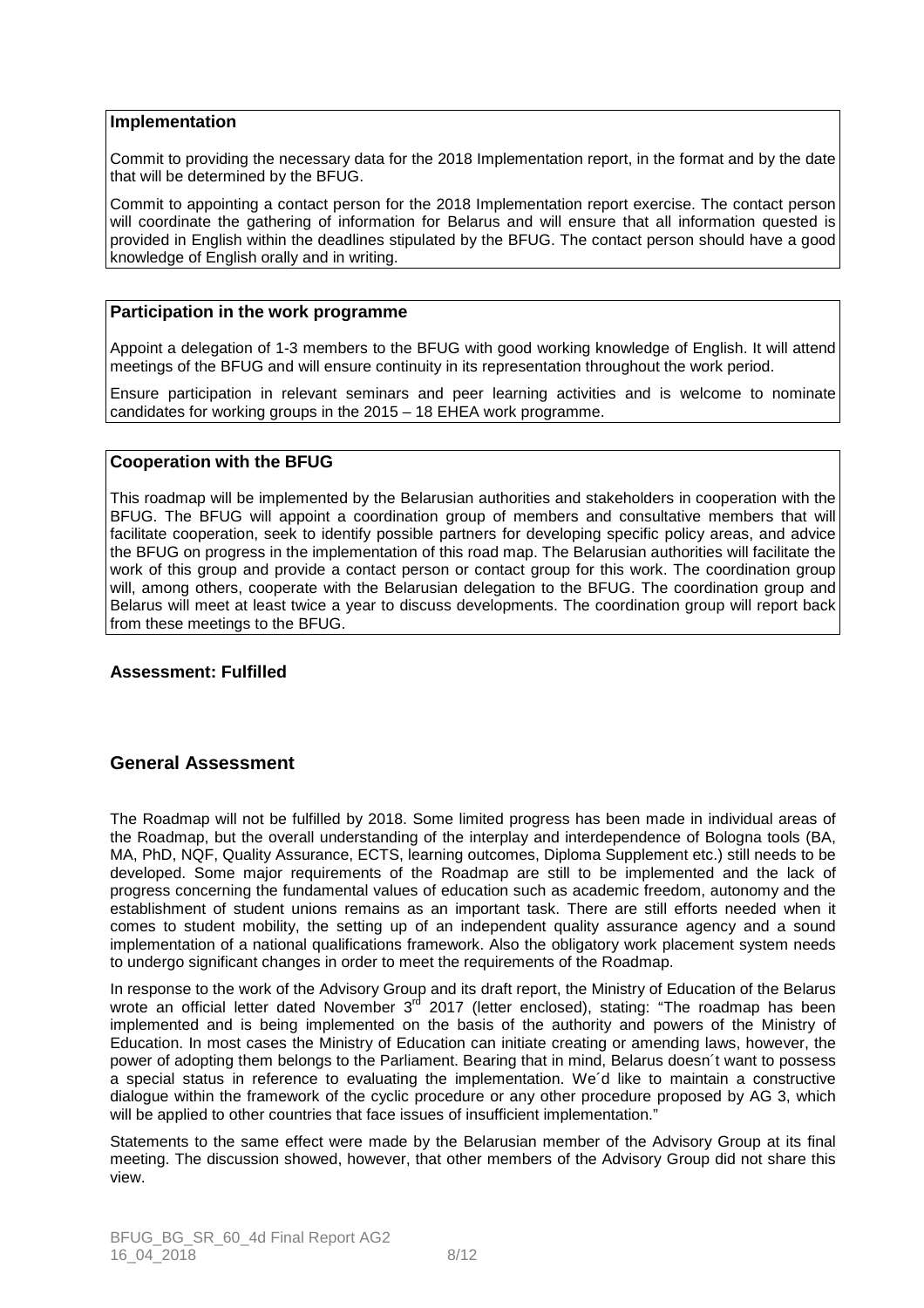**Implementation**

Commit to providing the necessary data for the 2018 Implementation report, in the format and by the date that will be determined by the BFUG.

Commit to appointing a contact person for the 2018 Implementation report exercise. The contact person will coordinate the gathering of information for Belarus and will ensure that all information quested is provided in English within the deadlines stipulated by the BFUG. The contact person should have a good knowledge of English orally and in writing.

**Participation in the work programme**

Appoint a delegation of 1-3 members to the BFUG with good working knowledge of English. It will attend meetings of the BFUG and will ensure continuity in its representation throughout the work period.

Ensure participation in relevant seminars and peer learning activities and is welcome to nominate candidates for working groups in the 2015 – 18 EHEA work programme.

**Cooperation with the BFUG**

This roadmap will be implemented by the Belarusian authorities and stakeholders in cooperation with the BFUG. The BFUG will appoint a coordination group of members and consultative members that will facilitate cooperation, seek to identify possible partners for developing specific policy areas, and advice the BFUG on progress in the implementation of this road map. The Belarusian authorities will facilitate the work of this group and provide a contact person or contact group for this work. The coordination group will, among others, cooperate with the Belarusian delegation to the BFUG. The coordination group and Belarus will meet at least twice a year to discuss developments. The coordination group will report back from these meetings to the BFUG.

**Assessment: Fulfilled**

## General Assessment

The Roadmap will not be fulfilled by 2018. Some limited progress has been made in individual areas of the Roadmap, but the overall understanding of the interplay and interdependence of Bologna tools (BA, MA, PhD, NQF, Quality Assurance, ECTS, learning outcomes, Diploma Supplement etc.) still needs to be developed. Some major requirements of the Roadmap are still to be implemented and the lack of progress concerning the fundamental values of education such as academic freedom, autonomy and the establishment of student unions remains as an important task. There are still efforts needed when it comes to student mobility, the setting up of an independent quality assurance agency and a sound implementation of a national qualifications framework. Also the obligatory work placement system needs to undergo significant changes in order to meet the requirements of the Roadmap.

In response to the work of the Advisory Group and its draft report, the Ministry of Education of the Belarus wrote an official letter dated November 3rd 2017 (letter enclosed), stating: "The roadmap has been implemented and is being implemented on the basis of the authority and powers of the Ministry of Education. In most cases the Ministry of Education can initiate creating or amending laws, however, the power of adopting them belongs to the Parliament. Bearing that in mind, Belarus doesn´t want to possess a special status in reference to evaluating the implementation. We´d like to maintain a constructive dialogue within the framework of the cyclic procedure or any other procedure proposed by AG 3, which will be applied to other countries that face issues of insufficient implementation."

Statements to the same effect were made by the Belarusian member of the Advisory Group at its final meeting. The discussion showed, however, that other members of the Advisory Group did not share this view.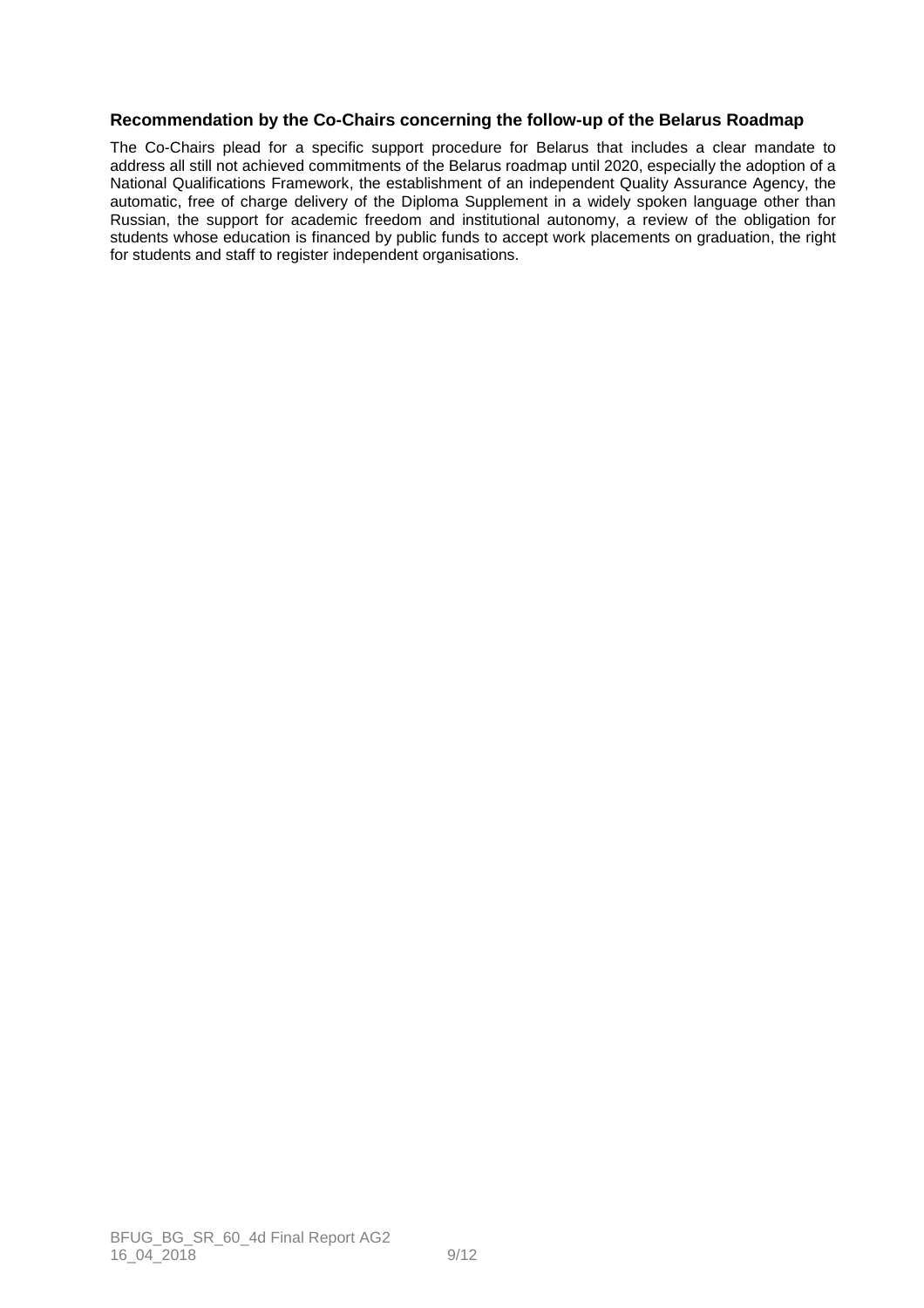### Recommendation by the Co-Chairs concerning the follow-up of the Belarus Roadmap

The Co-Chairs plead for a specific support procedure for Belarus that includes a clear mandate to address all still not achieved commitments of the Belarus roadmap until 2020, especially the adoption of a National Qualifications Framework, the establishment of an independent Quality Assurance Agency, the automatic, free of charge delivery of the Diploma Supplement in a widely spoken language other than Russian, the support for academic freedom and institutional autonomy, a review of the obligation for students whose education is financed by public funds to accept work placements on graduation, the right for students and staff to register independent organisations.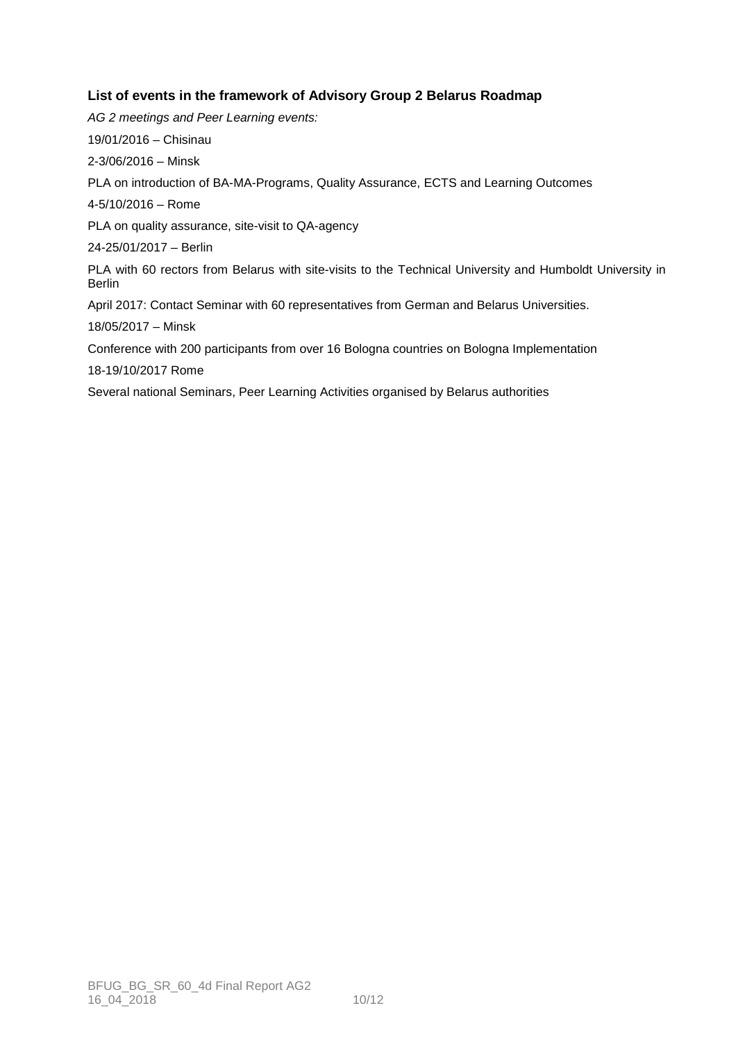### List of events in the framework of Advisory Group 2 Belarus Roadmap

*AG 2 meetings and Peer Learning events:*

19/01/2016 – Chisinau

2-3/06/2016 – Minsk

PLA on introduction of BA-MA-Programs, Quality Assurance, ECTS and Learning Outcomes

4-5/10/2016 – Rome

PLA on quality assurance, site-visit to QA-agency

24-25/01/2017 – Berlin

PLA with 60 rectors from Belarus with site-visits to the Technical University and Humboldt University in Berlin

April 2017: Contact Seminar with 60 representatives from German and Belarus Universities.

18/05/2017 – Minsk

Conference with 200 participants from over 16 Bologna countries on Bologna Implementation

18-19/10/2017 Rome

Several national Seminars, Peer Learning Activities organised by Belarus authorities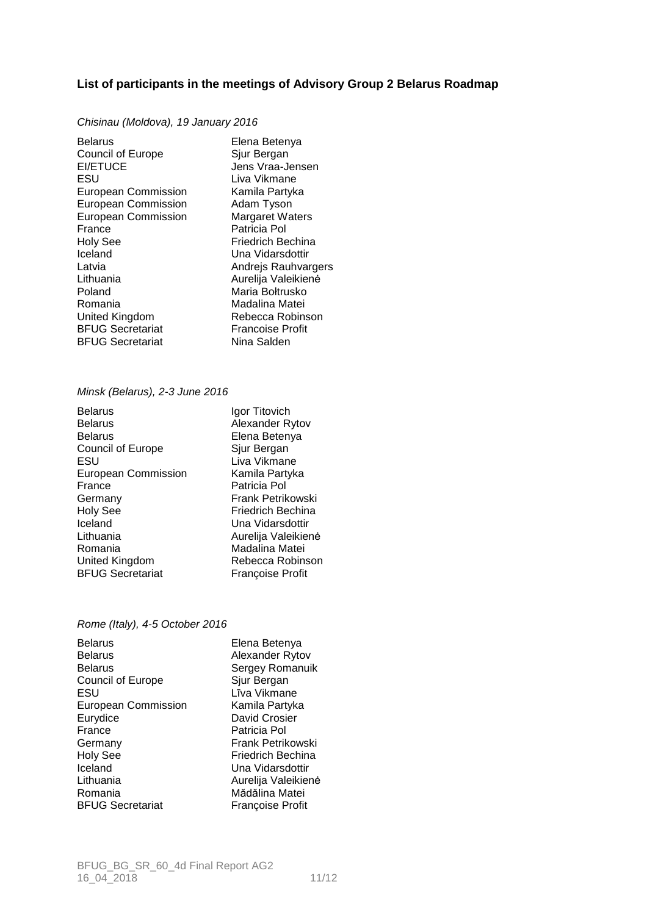**List of participants in the meetings of Advisory Group 2 Belarus Roadmap**

*Chisinau (Moldova), 19 January 2016*

| | |
|---|---|
| Belarus | Elena Betenya |
| Council of Europe | Sjur Bergan |
| EI/ETUCE | Jens Vraa-Jensen |
| ESU | Liva Vikmane |
| European Commission | Kamila Partyka |
| European Commission | Adam Tyson |
| European Commission | Margaret Waters |
| France | Patricia Pol |
| Holy See | Friedrich Bechina |
| Iceland | Una Vidarsdottir |
| Latvia | Andrejs Rauhvargers |
| Lithuania | Aurelija Valeikienė |
| Poland | Maria Bołtrusko |
| Romania | Madalina Matei |
| United Kingdom | Rebecca Robinson |
| BFUG Secretariat | Francoise Profit |
| BFUG Secretariat | Nina Salden |

*Minsk (Belarus), 2-3 June 2016*

| | |
|---|---|
| Belarus | Igor Titovich |
| Belarus | Alexander Rytov |
| Belarus | Elena Betenya |
| Council of Europe | Sjur Bergan |
| ESU | Liva Vikmane |
| European Commission | Kamila Partyka |
| France | Patricia Pol |
| Germany | Frank Petrikowski |
| Holy See | Friedrich Bechina |
| Iceland | Una Vidarsdottir |
| Lithuania | Aurelija Valeikienė |
| Romania | Madalina Matei |
| United Kingdom | Rebecca Robinson |
| BFUG Secretariat | Françoise Profit |

*Rome (Italy), 4-5 October 2016*

| | |
|---|---|
| Belarus | Elena Betenya |
| Belarus | Alexander Rytov |
| Belarus | Sergey Romanuik |
| Council of Europe | Sjur Bergan |
| ESU | Līva Vikmane |
| European Commission | Kamila Partyka |
| Eurydice | David Crosier |
| France | Patricia Pol |
| Germany | Frank Petrikowski |
| Holy See | Friedrich Bechina |
| Iceland | Una Vidarsdottir |
| Lithuania | Aurelija Valeikienė |
| Romania | Mădălina Matei |
| BFUG Secretariat | Françoise Profit |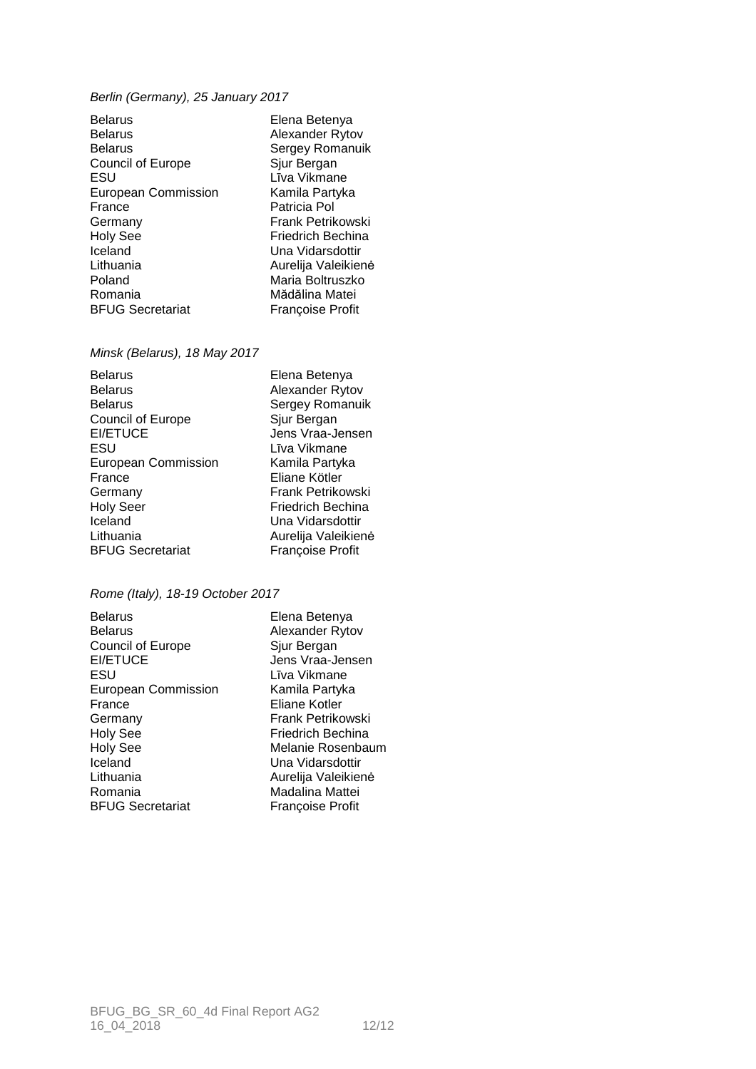*Berlin (Germany), 25 January 2017*

| | |
|---|---|
| Belarus | Elena Betenya |
| Belarus | Alexander Rytov |
| Belarus | Sergey Romanuik |
| Council of Europe | Sjur Bergan |
| ESU | Līva Vikmane |
| European Commission | Kamila Partyka |
| France | Patricia Pol |
| Germany | Frank Petrikowski |
| Holy See | Friedrich Bechina |
| Iceland | Una Vidarsdottir |
| Lithuania | Aurelija Valeikienė |
| Poland | Maria Boltruszko |
| Romania | Mădălina Matei |
| BFUG Secretariat | Françoise Profit |

*Minsk (Belarus), 18 May 2017*

| | |
|---|---|
| Belarus | Elena Betenya |
| Belarus | Alexander Rytov |
| Belarus | Sergey Romanuik |
| Council of Europe | Sjur Bergan |
| EI/ETUCE | Jens Vraa-Jensen |
| ESU | Līva Vikmane |
| European Commission | Kamila Partyka |
| France | Eliane Kötler |
| Germany | Frank Petrikowski |
| Holy Seer | Friedrich Bechina |
| Iceland | Una Vidarsdottir |
| Lithuania | Aurelija Valeikienė |
| BFUG Secretariat | Françoise Profit |

*Rome (Italy), 18-19 October 2017*

| | |
|---|---|
| Belarus | Elena Betenya |
| Belarus | Alexander Rytov |
| Council of Europe | Sjur Bergan |
| EI/ETUCE | Jens Vraa-Jensen |
| ESU | Līva Vikmane |
| European Commission | Kamila Partyka |
| France | Eliane Kotler |
| Germany | Frank Petrikowski |
| Holy See | Friedrich Bechina |
| Holy See | Melanie Rosenbaum |
| Iceland | Una Vidarsdottir |
| Lithuania | Aurelija Valeikienė |
| Romania | Madalina Mattei |
| BFUG Secretariat | Françoise Profit |